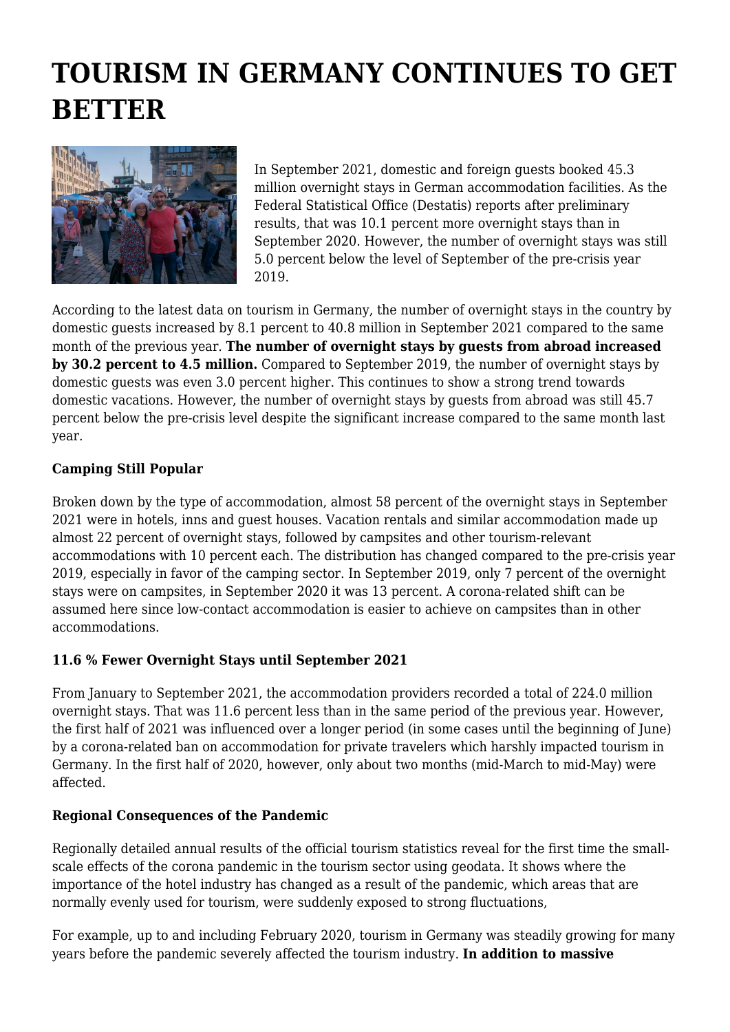# TOURISM IN GERMANY CONTINUES TO GET BETTER

In September 2021, domestic and foreign guests booked 45.3 million overnight stays in German accommodation facilities. As the Federal Statistical Office (Destatis) reports after preliminary results, that was 10.1 percent more overnight stays than in September 2020. However, the number of overnight stays was still 5.0 percent below the level of September of the pre-crisis year 2019.

According to the latest data on tourism in Germany, the number of overnight stays in the country by domestic guests increased by 8.1 percent to 40.8 million in September 2021 compared to the same month of the previous year. **The number of overnight stays by guests from abroad increased by 30.2 percent to 4.5 million.** Compared to September 2019, the number of overnight stays by domestic guests was even 3.0 percent higher. This continues to show a strong trend towards domestic vacations. However, the number of overnight stays by guests from abroad was still 45.7 percent below the pre-crisis level despite the significant increase compared to the same month last year.

**Camping Still Popular**

Broken down by the type of accommodation, almost 58 percent of the overnight stays in September 2021 were in hotels, inns and guest houses. Vacation rentals and similar accommodation made up almost 22 percent of overnight stays, followed by campsites and other tourism-relevant accommodations with 10 percent each. The distribution has changed compared to the pre-crisis year 2019, especially in favor of the camping sector. In September 2019, only 7 percent of the overnight stays were on campsites, in September 2020 it was 13 percent. A corona-related shift can be assumed here since low-contact accommodation is easier to achieve on campsites than in other accommodations.

**11.6 % Fewer Overnight Stays until September 2021**

From January to September 2021, the accommodation providers recorded a total of 224.0 million overnight stays. That was 11.6 percent less than in the same period of the previous year. However, the first half of 2021 was influenced over a longer period (in some cases until the beginning of June) by a corona-related ban on accommodation for private travelers which harshly impacted tourism in Germany. In the first half of 2020, however, only about two months (mid-March to mid-May) were affected.

**Regional Consequences of the Pandemic**

Regionally detailed annual results of the official tourism statistics reveal for the first time the small-scale effects of the corona pandemic in the tourism sector using geodata. It shows where the importance of the hotel industry has changed as a result of the pandemic, which areas that are normally evenly used for tourism, were suddenly exposed to strong fluctuations,

For example, up to and including February 2020, tourism in Germany was steadily growing for many years before the pandemic severely affected the tourism industry. **In addition to massive**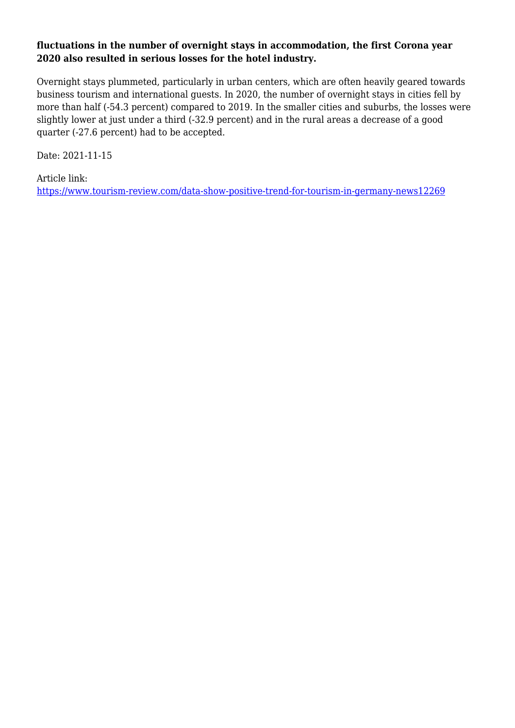**fluctuations in the number of overnight stays in accommodation, the first Corona year 2020 also resulted in serious losses for the hotel industry.**

Overnight stays plummeted, particularly in urban centers, which are often heavily geared towards business tourism and international guests. In 2020, the number of overnight stays in cities fell by more than half (-54.3 percent) compared to 2019. In the smaller cities and suburbs, the losses were slightly lower at just under a third (-32.9 percent) and in the rural areas a decrease of a good quarter (-27.6 percent) had to be accepted.

Date: 2021-11-15

Article link:
[https://www.tourism-review.com/data-show-positive-trend-for-tourism-in-germany-news12269](https://www.tourism-review.com/data-show-positive-trend-for-tourism-in-germany-news12269)